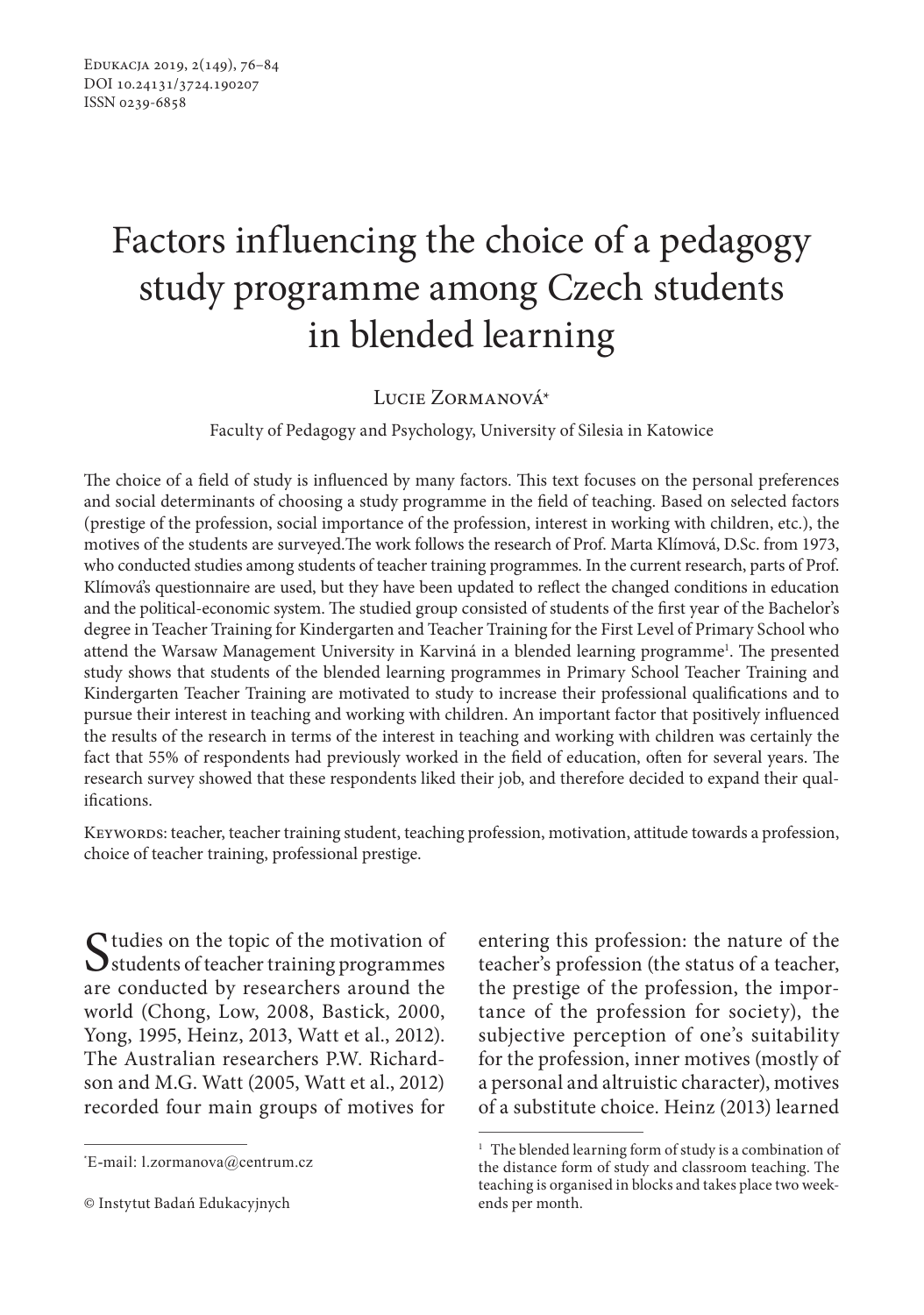# Factors influencing the choice of a pedagogy study programme among Czech students in blended learning

Lucie Zormanová*

Faculty of Pedagogy and Psychology, University of Silesia in Katowice

The choice of a field of study is influenced by many factors. This text focuses on the personal preferences and social determinants of choosing a study programme in the field of teaching. Based on selected factors (prestige of the profession, social importance of the profession, interest in working with children, etc.), the motives of the students are surveyed.The work follows the research of Prof. Marta Klímová, D.Sc. from 1973, who conducted studies among students of teacher training programmes. In the current research, parts of Prof. Klímová's questionnaire are used, but they have been updated to reflect the changed conditions in education and the political-economic system. The studied group consisted of students of the first year of the Bachelor's degree in Teacher Training for Kindergarten and Teacher Training for the First Level of Primary School who attend the Warsaw Management University in Karviná in a blended learning programme[1]. The presented study shows that students of the blended learning programmes in Primary School Teacher Training and Kindergarten Teacher Training are motivated to study to increase their professional qualifications and to pursue their interest in teaching and working with children. An important factor that positively influenced the results of the research in terms of the interest in teaching and working with children was certainly the fact that 55% of respondents had previously worked in the field of education, often for several years. The research survey showed that these respondents liked their job, and therefore decided to expand their qualifications.

Keywords: teacher, teacher training student, teaching profession, motivation, attitude towards a profession, choice of teacher training, professional prestige.

Studies on the topic of the motivation of students of teacher training programmes are conducted by researchers around the world (Chong, Low, 2008, Bastick, 2000, Yong, 1995, Heinz, 2013, Watt et al., 2012). The Australian researchers P.W. Richardson and M.G. Watt (2005, Watt et al., 2012) recorded four main groups of motives for entering this profession: the nature of the teacher's profession (the status of a teacher, the prestige of the profession, the importance of the profession for society), the subjective perception of one's suitability for the profession, inner motives (mostly of a personal and altruistic character), motives of a substitute choice. Heinz (2013) learned

*E-mail: l.zormanova@centrum.cz

© Instytut Badań Edukacyjnych

[1] The blended learning form of study is a combination of the distance form of study and classroom teaching. The teaching is organised in blocks and takes place two weekends per month.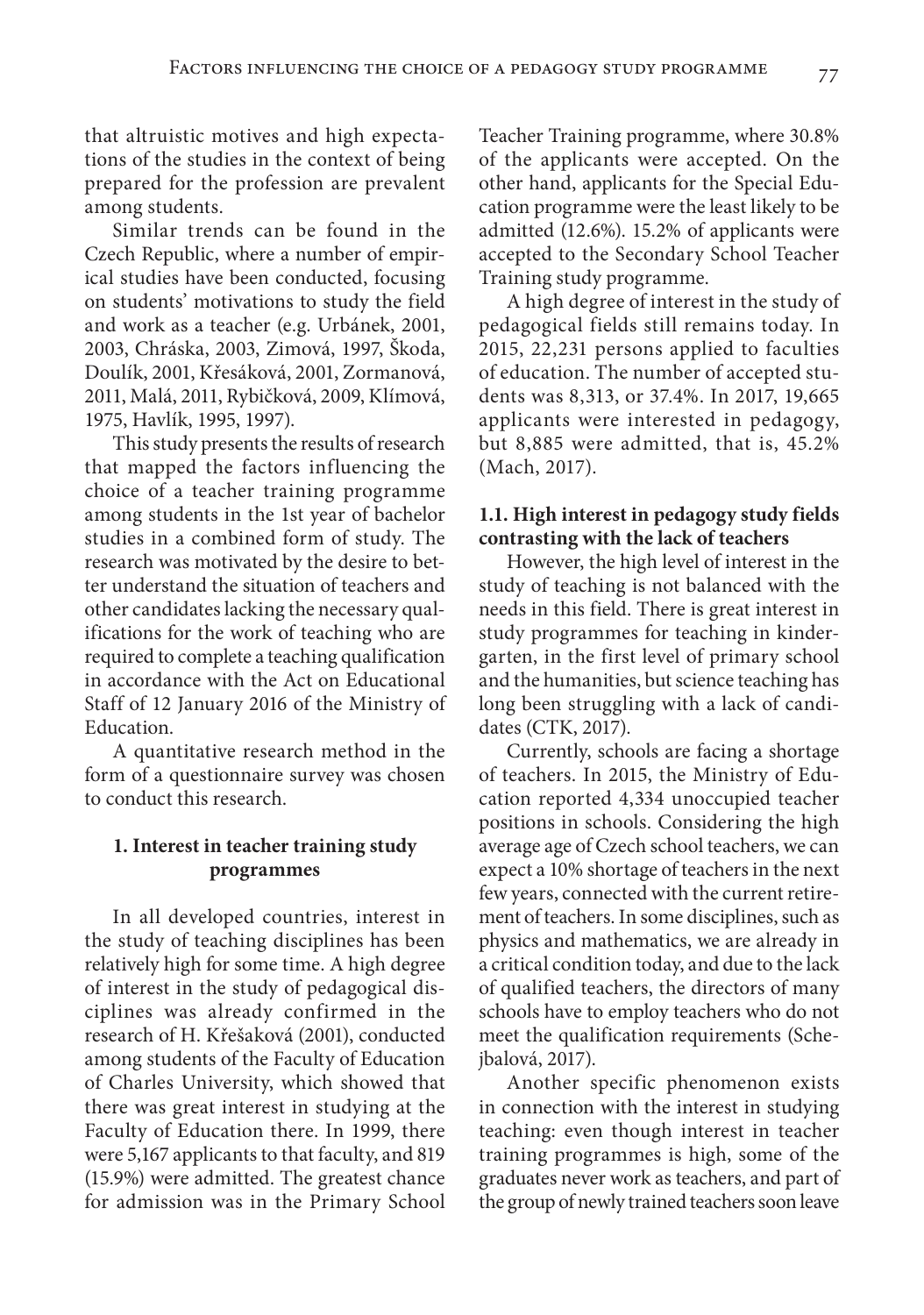that altruistic motives and high expectations of the studies in the context of being prepared for the profession are prevalent among students.

Similar trends can be found in the Czech Republic, where a number of empirical studies have been conducted, focusing on students' motivations to study the field and work as a teacher (e.g. Urbánek, 2001, 2003, Chráska, 2003, Zimová, 1997, Škoda, Doulík, 2001, Křesáková, 2001, Zormanová, 2011, Malá, 2011, Rybičková, 2009, Klímová, 1975, Havlík, 1995, 1997).

This study presents the results of research that mapped the factors influencing the choice of a teacher training programme among students in the 1st year of bachelor studies in a combined form of study. The research was motivated by the desire to better understand the situation of teachers and other candidates lacking the necessary qualifications for the work of teaching who are required to complete a teaching qualification in accordance with the Act on Educational Staff of 12 January 2016 of the Ministry of Education.

A quantitative research method in the form of a questionnaire survey was chosen to conduct this research.

## 1. Interest in teacher training study programmes

In all developed countries, interest in the study of teaching disciplines has been relatively high for some time. A high degree of interest in the study of pedagogical disciplines was already confirmed in the research of H. Křešaková (2001), conducted among students of the Faculty of Education of Charles University, which showed that there was great interest in studying at the Faculty of Education there. In 1999, there were 5,167 applicants to that faculty, and 819 (15.9%) were admitted. The greatest chance for admission was in the Primary School Teacher Training programme, where 30.8% of the applicants were accepted. On the other hand, applicants for the Special Education programme were the least likely to be admitted (12.6%). 15.2% of applicants were accepted to the Secondary School Teacher Training study programme.

A high degree of interest in the study of pedagogical fields still remains today. In 2015, 22,231 persons applied to faculties of education. The number of accepted students was 8,313, or 37.4%. In 2017, 19,665 applicants were interested in pedagogy, but 8,885 were admitted, that is, 45.2% (Mach, 2017).

### 1.1. High interest in pedagogy study fields contrasting with the lack of teachers

However, the high level of interest in the study of teaching is not balanced with the needs in this field. There is great interest in study programmes for teaching in kindergarten, in the first level of primary school and the humanities, but science teaching has long been struggling with a lack of candidates (CTK, 2017).

Currently, schools are facing a shortage of teachers. In 2015, the Ministry of Education reported 4,334 unoccupied teacher positions in schools. Considering the high average age of Czech school teachers, we can expect a 10% shortage of teachers in the next few years, connected with the current retirement of teachers. In some disciplines, such as physics and mathematics, we are already in a critical condition today, and due to the lack of qualified teachers, the directors of many schools have to employ teachers who do not meet the qualification requirements (Schejbalová, 2017).

Another specific phenomenon exists in connection with the interest in studying teaching: even though interest in teacher training programmes is high, some of the graduates never work as teachers, and part of the group of newly trained teachers soon leave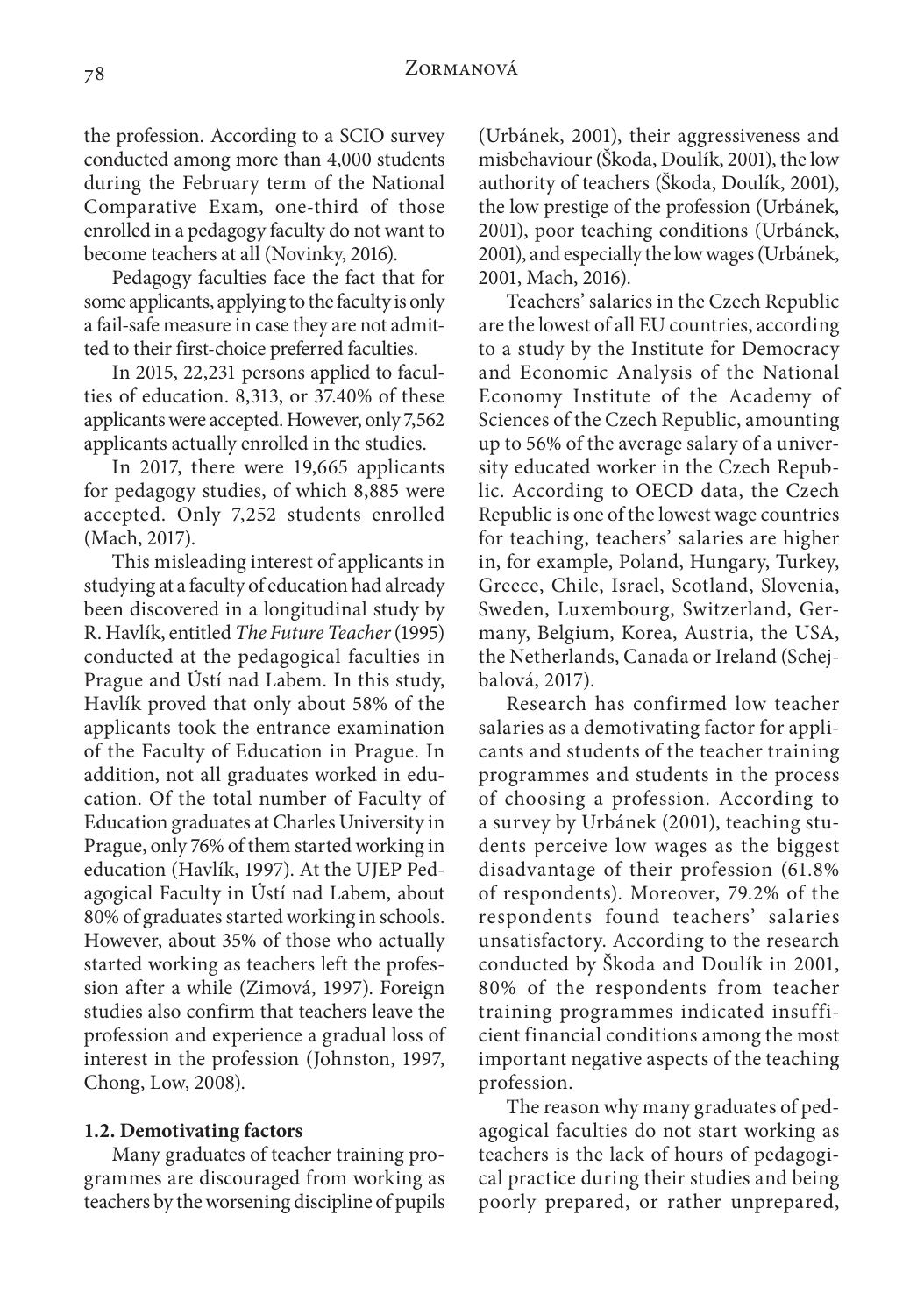the profession. According to a SCIO survey conducted among more than 4,000 students during the February term of the National Comparative Exam, one-third of those enrolled in a pedagogy faculty do not want to become teachers at all (Novinky, 2016).

Pedagogy faculties face the fact that for some applicants, applying to the faculty is only a fail-safe measure in case they are not admitted to their first-choice preferred faculties.

In 2015, 22,231 persons applied to faculties of education. 8,313, or 37.40% of these applicants were accepted. However, only 7,562 applicants actually enrolled in the studies.

In 2017, there were 19,665 applicants for pedagogy studies, of which 8,885 were accepted. Only 7,252 students enrolled (Mach, 2017).

This misleading interest of applicants in studying at a faculty of education had already been discovered in a longitudinal study by R. Havlík, entitled *The Future Teacher* (1995) conducted at the pedagogical faculties in Prague and Ústí nad Labem. In this study, Havlík proved that only about 58% of the applicants took the entrance examination of the Faculty of Education in Prague. In addition, not all graduates worked in education. Of the total number of Faculty of Education graduates at Charles University in Prague, only 76% of them started working in education (Havlík, 1997). At the UJEP Pedagogical Faculty in Ústí nad Labem, about 80% of graduates started working in schools. However, about 35% of those who actually started working as teachers left the profession after a while (Zimová, 1997). Foreign studies also confirm that teachers leave the profession and experience a gradual loss of interest in the profession (Johnston, 1997, Chong, Low, 2008).

### 1.2. Demotivating factors

Many graduates of teacher training programmes are discouraged from working as teachers by the worsening discipline of pupils (Urbánek, 2001), their aggressiveness and misbehaviour (Škoda, Doulík, 2001), the low authority of teachers (Škoda, Doulík, 2001), the low prestige of the profession (Urbánek, 2001), poor teaching conditions (Urbánek, 2001), and especially the low wages (Urbánek, 2001, Mach, 2016).

Teachers' salaries in the Czech Republic are the lowest of all EU countries, according to a study by the Institute for Democracy and Economic Analysis of the National Economy Institute of the Academy of Sciences of the Czech Republic, amounting up to 56% of the average salary of a university educated worker in the Czech Republic. According to OECD data, the Czech Republic is one of the lowest wage countries for teaching, teachers' salaries are higher in, for example, Poland, Hungary, Turkey, Greece, Chile, Israel, Scotland, Slovenia, Sweden, Luxembourg, Switzerland, Germany, Belgium, Korea, Austria, the USA, the Netherlands, Canada or Ireland (Schejbalová, 2017).

Research has confirmed low teacher salaries as a demotivating factor for applicants and students of the teacher training programmes and students in the process of choosing a profession. According to a survey by Urbánek (2001), teaching students perceive low wages as the biggest disadvantage of their profession (61.8% of respondents). Moreover, 79.2% of the respondents found teachers' salaries unsatisfactory. According to the research conducted by Škoda and Doulík in 2001, 80% of the respondents from teacher training programmes indicated insufficient financial conditions among the most important negative aspects of the teaching profession.

The reason why many graduates of pedagogical faculties do not start working as teachers is the lack of hours of pedagogical practice during their studies and being poorly prepared, or rather unprepared,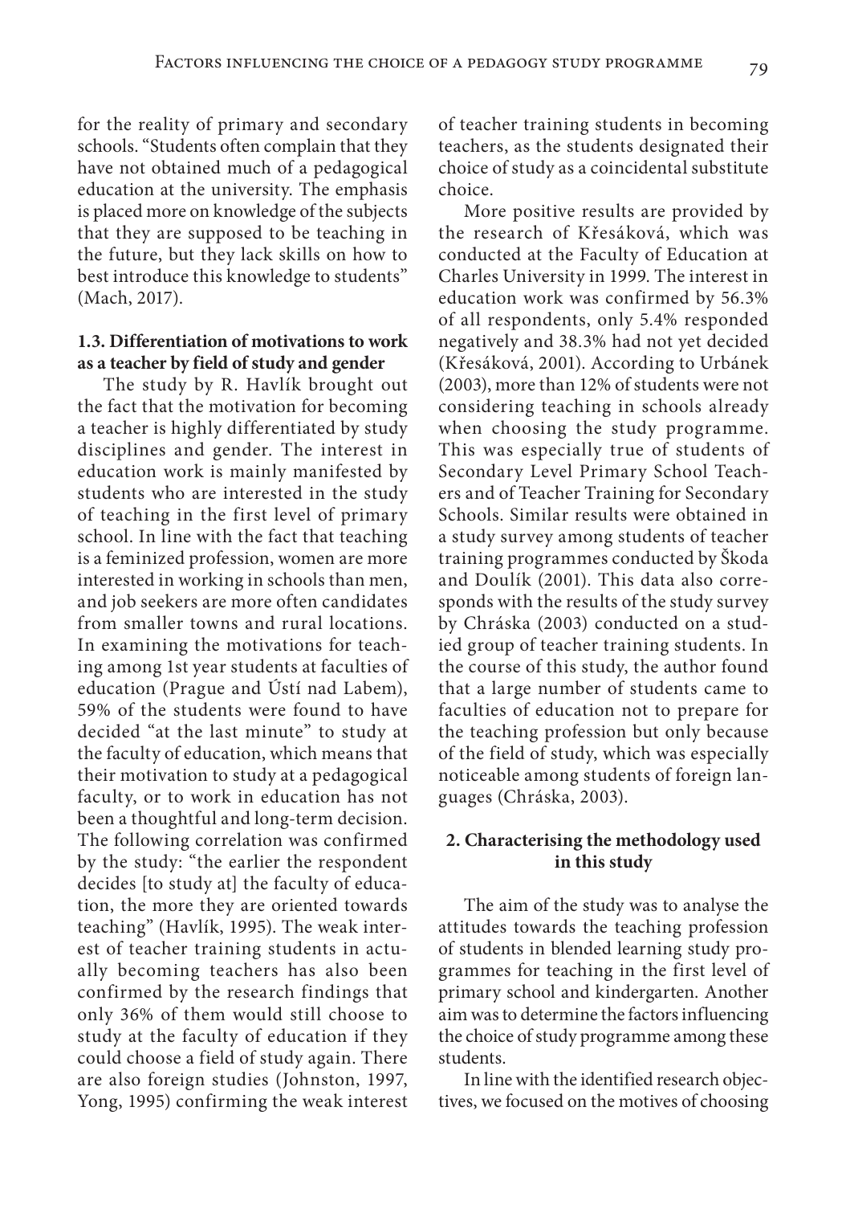for the reality of primary and secondary schools. "Students often complain that they have not obtained much of a pedagogical education at the university. The emphasis is placed more on knowledge of the subjects that they are supposed to be teaching in the future, but they lack skills on how to best introduce this knowledge to students" (Mach, 2017).

### 1.3. Differentiation of motivations to work as a teacher by field of study and gender

The study by R. Havlík brought out the fact that the motivation for becoming a teacher is highly differentiated by study disciplines and gender. The interest in education work is mainly manifested by students who are interested in the study of teaching in the first level of primary school. In line with the fact that teaching is a feminized profession, women are more interested in working in schools than men, and job seekers are more often candidates from smaller towns and rural locations. In examining the motivations for teaching among 1st year students at faculties of education (Prague and Ústí nad Labem), 59% of the students were found to have decided "at the last minute" to study at the faculty of education, which means that their motivation to study at a pedagogical faculty, or to work in education has not been a thoughtful and long-term decision. The following correlation was confirmed by the study: "the earlier the respondent decides [to study at] the faculty of education, the more they are oriented towards teaching" (Havlík, 1995). The weak interest of teacher training students in actually becoming teachers has also been confirmed by the research findings that only 36% of them would still choose to study at the faculty of education if they could choose a field of study again. There are also foreign studies (Johnston, 1997, Yong, 1995) confirming the weak interest of teacher training students in becoming teachers, as the students designated their choice of study as a coincidental substitute choice.

More positive results are provided by the research of Křesáková, which was conducted at the Faculty of Education at Charles University in 1999. The interest in education work was confirmed by 56.3% of all respondents, only 5.4% responded negatively and 38.3% had not yet decided (Křesáková, 2001). According to Urbánek (2003), more than 12% of students were not considering teaching in schools already when choosing the study programme. This was especially true of students of Secondary Level Primary School Teachers and of Teacher Training for Secondary Schools. Similar results were obtained in a study survey among students of teacher training programmes conducted by Škoda and Doulík (2001). This data also corresponds with the results of the study survey by Chráska (2003) conducted on a studied group of teacher training students. In the course of this study, the author found that a large number of students came to faculties of education not to prepare for the teaching profession but only because of the field of study, which was especially noticeable among students of foreign languages (Chráska, 2003).

## 2. Characterising the methodology used in this study

The aim of the study was to analyse the attitudes towards the teaching profession of students in blended learning study programmes for teaching in the first level of primary school and kindergarten. Another aim was to determine the factors influencing the choice of study programme among these students.

In line with the identified research objectives, we focused on the motives of choosing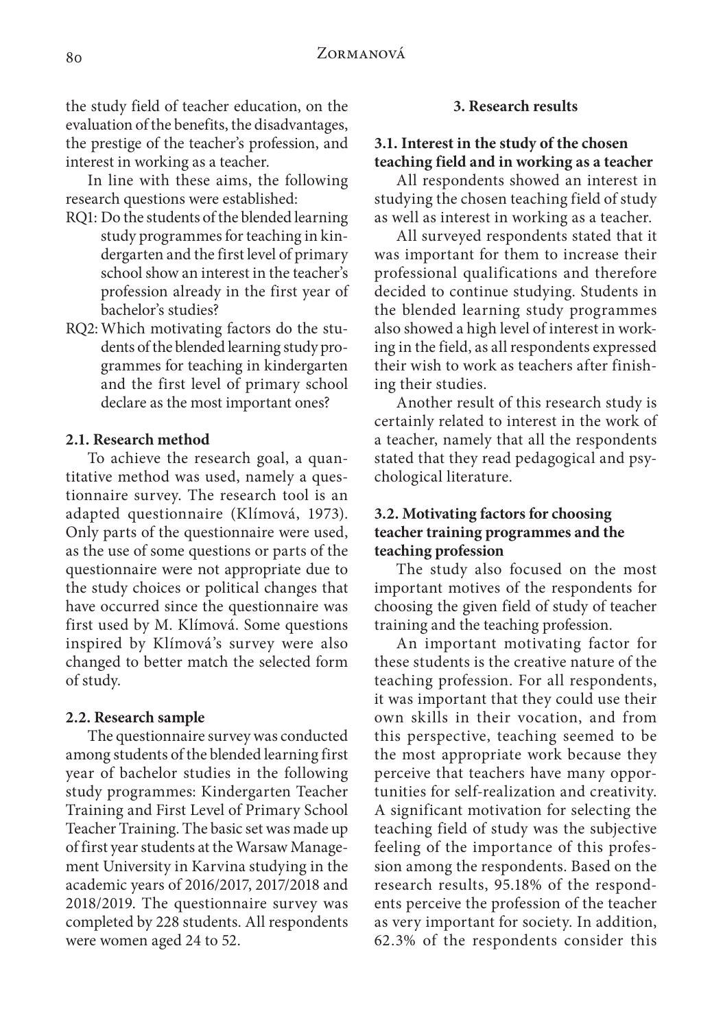the study field of teacher education, on the evaluation of the benefits, the disadvantages, the prestige of the teacher's profession, and interest in working as a teacher.

In line with these aims, the following research questions were established:

RQ1: Do the students of the blended learning study programmes for teaching in kindergarten and the first level of primary school show an interest in the teacher's profession already in the first year of bachelor's studies?

RQ2: Which motivating factors do the students of the blended learning study programmes for teaching in kindergarten and the first level of primary school declare as the most important ones?

### 2.1. Research method

To achieve the research goal, a quantitative method was used, namely a questionnaire survey. The research tool is an adapted questionnaire (Klímová, 1973). Only parts of the questionnaire were used, as the use of some questions or parts of the questionnaire were not appropriate due to the study choices or political changes that have occurred since the questionnaire was first used by M. Klímová. Some questions inspired by Klímová's survey were also changed to better match the selected form of study.

### 2.2. Research sample

The questionnaire survey was conducted among students of the blended learning first year of bachelor studies in the following study programmes: Kindergarten Teacher Training and First Level of Primary School Teacher Training. The basic set was made up of first year students at the Warsaw Management University in Karvina studying in the academic years of 2016/2017, 2017/2018 and 2018/2019. The questionnaire survey was completed by 228 students. All respondents were women aged 24 to 52.

## 3. Research results

### 3.1. Interest in the study of the chosen teaching field and in working as a teacher

All respondents showed an interest in studying the chosen teaching field of study as well as interest in working as a teacher.

All surveyed respondents stated that it was important for them to increase their professional qualifications and therefore decided to continue studying. Students in the blended learning study programmes also showed a high level of interest in working in the field, as all respondents expressed their wish to work as teachers after finishing their studies.

Another result of this research study is certainly related to interest in the work of a teacher, namely that all the respondents stated that they read pedagogical and psychological literature.

### 3.2. Motivating factors for choosing teacher training programmes and the teaching profession

The study also focused on the most important motives of the respondents for choosing the given field of study of teacher training and the teaching profession.

An important motivating factor for these students is the creative nature of the teaching profession. For all respondents, it was important that they could use their own skills in their vocation, and from this perspective, teaching seemed to be the most appropriate work because they perceive that teachers have many opportunities for self-realization and creativity. A significant motivation for selecting the teaching field of study was the subjective feeling of the importance of this profession among the respondents. Based on the research results, 95.18% of the respondents perceive the profession of the teacher as very important for society. In addition, 62.3% of the respondents consider this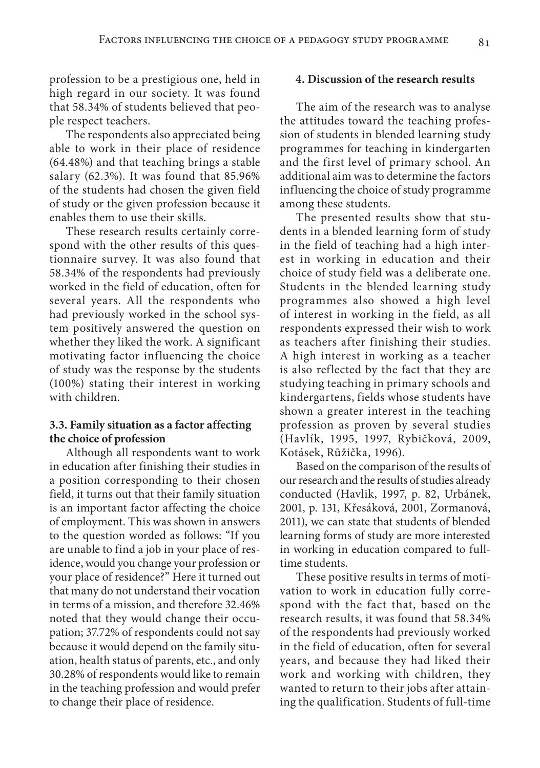profession to be a prestigious one, held in high regard in our society. It was found that 58.34% of students believed that people respect teachers.

The respondents also appreciated being able to work in their place of residence (64.48%) and that teaching brings a stable salary (62.3%). It was found that 85.96% of the students had chosen the given field of study or the given profession because it enables them to use their skills.

These research results certainly correspond with the other results of this questionnaire survey. It was also found that 58.34% of the respondents had previously worked in the field of education, often for several years. All the respondents who had previously worked in the school system positively answered the question on whether they liked the work. A significant motivating factor influencing the choice of study was the response by the students (100%) stating their interest in working with children.

### 3.3. Family situation as a factor affecting the choice of profession

Although all respondents want to work in education after finishing their studies in a position corresponding to their chosen field, it turns out that their family situation is an important factor affecting the choice of employment. This was shown in answers to the question worded as follows: "If you are unable to find a job in your place of residence, would you change your profession or your place of residence?" Here it turned out that many do not understand their vocation in terms of a mission, and therefore 32.46% noted that they would change their occupation; 37.72% of respondents could not say because it would depend on the family situation, health status of parents, etc., and only 30.28% of respondents would like to remain in the teaching profession and would prefer to change their place of residence.

## 4. Discussion of the research results

The aim of the research was to analyse the attitudes toward the teaching profession of students in blended learning study programmes for teaching in kindergarten and the first level of primary school. An additional aim was to determine the factors influencing the choice of study programme among these students.

The presented results show that students in a blended learning form of study in the field of teaching had a high interest in working in education and their choice of study field was a deliberate one. Students in the blended learning study programmes also showed a high level of interest in working in the field, as all respondents expressed their wish to work as teachers after finishing their studies. A high interest in working as a teacher is also reflected by the fact that they are studying teaching in primary schools and kindergartens, fields whose students have shown a greater interest in the teaching profession as proven by several studies (Havlík, 1995, 1997, Rybičková, 2009, Kotásek, Růžička, 1996).

Based on the comparison of the results of our research and the results of studies already conducted (Havlik, 1997, p. 82, Urbánek, 2001, p. 131, Křesáková, 2001, Zormanová, 2011), we can state that students of blended learning forms of study are more interested in working in education compared to full-time students.

These positive results in terms of motivation to work in education fully correspond with the fact that, based on the research results, it was found that 58.34% of the respondents had previously worked in the field of education, often for several years, and because they had liked their work and working with children, they wanted to return to their jobs after attaining the qualification. Students of full-time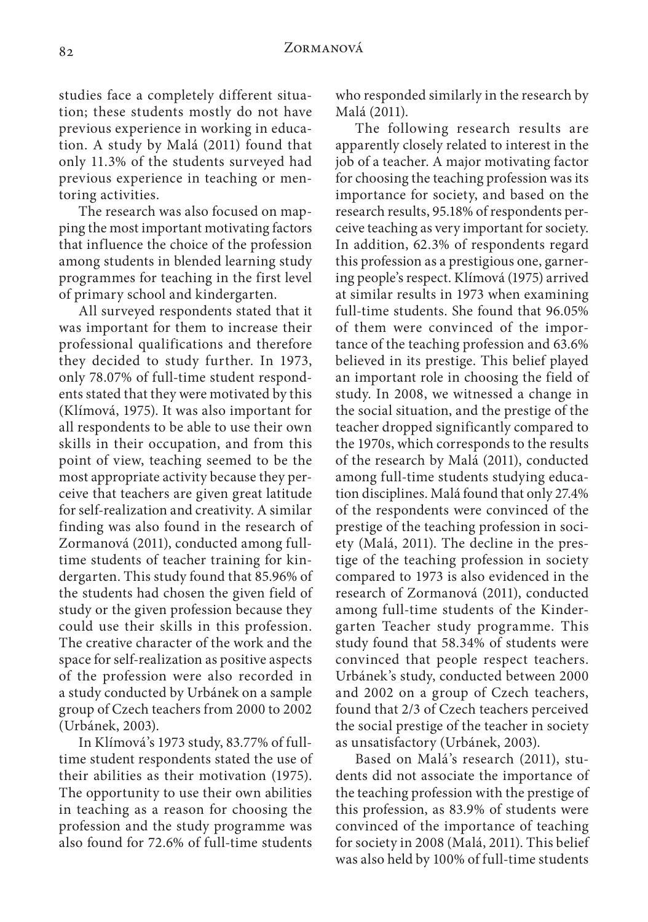studies face a completely different situation; these students mostly do not have previous experience in working in education. A study by Malá (2011) found that only 11.3% of the students surveyed had previous experience in teaching or mentoring activities.

The research was also focused on mapping the most important motivating factors that influence the choice of the profession among students in blended learning study programmes for teaching in the first level of primary school and kindergarten.

All surveyed respondents stated that it was important for them to increase their professional qualifications and therefore they decided to study further. In 1973, only 78.07% of full-time student respondents stated that they were motivated by this (Klímová, 1975). It was also important for all respondents to be able to use their own skills in their occupation, and from this point of view, teaching seemed to be the most appropriate activity because they perceive that teachers are given great latitude for self-realization and creativity. A similar finding was also found in the research of Zormanová (2011), conducted among full-time students of teacher training for kindergarten. This study found that 85.96% of the students had chosen the given field of study or the given profession because they could use their skills in this profession. The creative character of the work and the space for self-realization as positive aspects of the profession were also recorded in a study conducted by Urbánek on a sample group of Czech teachers from 2000 to 2002 (Urbánek, 2003).

In Klímová's 1973 study, 83.77% of full-time student respondents stated the use of their abilities as their motivation (1975). The opportunity to use their own abilities in teaching as a reason for choosing the profession and the study programme was also found for 72.6% of full-time students who responded similarly in the research by Malá (2011).

The following research results are apparently closely related to interest in the job of a teacher. A major motivating factor for choosing the teaching profession was its importance for society, and based on the research results, 95.18% of respondents perceive teaching as very important for society. In addition, 62.3% of respondents regard this profession as a prestigious one, garnering people's respect. Klímová (1975) arrived at similar results in 1973 when examining full-time students. She found that 96.05% of them were convinced of the importance of the teaching profession and 63.6% believed in its prestige. This belief played an important role in choosing the field of study. In 2008, we witnessed a change in the social situation, and the prestige of the teacher dropped significantly compared to the 1970s, which corresponds to the results of the research by Malá (2011), conducted among full-time students studying education disciplines. Malá found that only 27.4% of the respondents were convinced of the prestige of the teaching profession in society (Malá, 2011). The decline in the prestige of the teaching profession in society compared to 1973 is also evidenced in the research of Zormanová (2011), conducted among full-time students of the Kindergarten Teacher study programme. This study found that 58.34% of students were convinced that people respect teachers. Urbánek's study, conducted between 2000 and 2002 on a group of Czech teachers, found that 2/3 of Czech teachers perceived the social prestige of the teacher in society as unsatisfactory (Urbánek, 2003).

Based on Malá's research (2011), students did not associate the importance of the teaching profession with the prestige of this profession, as 83.9% of students were convinced of the importance of teaching for society in 2008 (Malá, 2011). This belief was also held by 100% of full-time students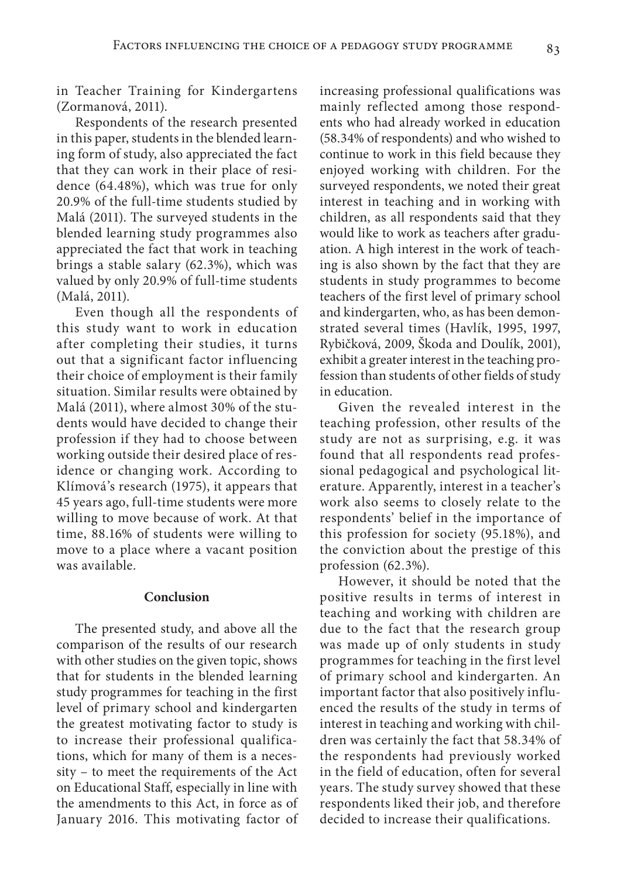in Teacher Training for Kindergartens (Zormanová, 2011).

Respondents of the research presented in this paper, students in the blended learning form of study, also appreciated the fact that they can work in their place of residence (64.48%), which was true for only 20.9% of the full-time students studied by Malá (2011). The surveyed students in the blended learning study programmes also appreciated the fact that work in teaching brings a stable salary (62.3%), which was valued by only 20.9% of full-time students (Malá, 2011).

Even though all the respondents of this study want to work in education after completing their studies, it turns out that a significant factor influencing their choice of employment is their family situation. Similar results were obtained by Malá (2011), where almost 30% of the students would have decided to change their profession if they had to choose between working outside their desired place of residence or changing work. According to Klímová's research (1975), it appears that 45 years ago, full-time students were more willing to move because of work. At that time, 88.16% of students were willing to move to a place where a vacant position was available.

## Conclusion

The presented study, and above all the comparison of the results of our research with other studies on the given topic, shows that for students in the blended learning study programmes for teaching in the first level of primary school and kindergarten the greatest motivating factor to study is to increase their professional qualifications, which for many of them is a necessity – to meet the requirements of the Act on Educational Staff, especially in line with the amendments to this Act, in force as of January 2016. This motivating factor of increasing professional qualifications was mainly reflected among those respondents who had already worked in education (58.34% of respondents) and who wished to continue to work in this field because they enjoyed working with children. For the surveyed respondents, we noted their great interest in teaching and in working with children, as all respondents said that they would like to work as teachers after graduation. A high interest in the work of teaching is also shown by the fact that they are students in study programmes to become teachers of the first level of primary school and kindergarten, who, as has been demonstrated several times (Havlík, 1995, 1997, Rybičková, 2009, Škoda and Doulík, 2001), exhibit a greater interest in the teaching profession than students of other fields of study in education.

Given the revealed interest in the teaching profession, other results of the study are not as surprising, e.g. it was found that all respondents read professional pedagogical and psychological literature. Apparently, interest in a teacher's work also seems to closely relate to the respondents' belief in the importance of this profession for society (95.18%), and the conviction about the prestige of this profession (62.3%).

However, it should be noted that the positive results in terms of interest in teaching and working with children are due to the fact that the research group was made up of only students in study programmes for teaching in the first level of primary school and kindergarten. An important factor that also positively influenced the results of the study in terms of interest in teaching and working with children was certainly the fact that 58.34% of the respondents had previously worked in the field of education, often for several years. The study survey showed that these respondents liked their job, and therefore decided to increase their qualifications.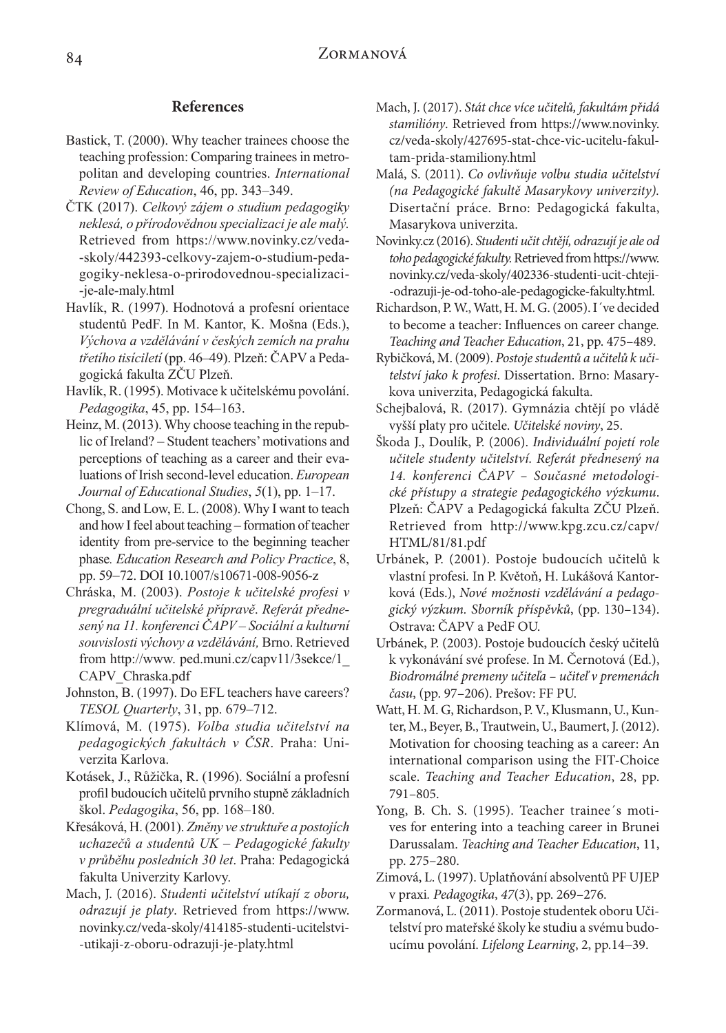## References

Bastick, T. (2000). Why teacher trainees choose the teaching profession: Comparing trainees in metropolitan and developing countries. *International Review of Education*, 46, pp. 343–349.

ČTK (2017). *Celkový zájem o studium pedagogiky neklesá, o přírodovědnou specializaci je ale malý.* Retrieved from https://www.novinky.cz/veda-skoly/442393-celkovy-zajem-o-studium-pedagogiky-neklesa-o-prirodovednou-specializaci-je-ale-maly.html

Havlík, R. (1997). Hodnotová a profesní orientace studentů PedF. In M. Kantor, K. Mošna (Eds.), *Výchova a vzdělávání v českých zemích na prahu třetího tisíciletí* (pp. 46–49). Plzeň: ČAPV a Pedagogická fakulta ZČU Plzeň.

Havlík, R. (1995). Motivace k učitelskému povolání. *Pedagogika*, 45, pp. 154–163.

Heinz, M. (2013). Why choose teaching in the republic of Ireland? – Student teachers' motivations and perceptions of teaching as a career and their evaluations of Irish second-level education. *European Journal of Educational Studies*, *5*(1), pp. 1–17.

Chong, S. and Low, E. L. (2008). Why I want to teach and how I feel about teaching – formation of teacher identity from pre-service to the beginning teacher phase*. Education Research and Policy Practice*, 8, pp. 59–72. DOI 10.1007/s10671-008-9056-z

Chráska, M. (2003). *Postoje k učitelské profesi v pregraduální učitelské přípravě. Referát přednesený na 11. konferenci ČAPV – Sociální a kulturní souvislosti výchovy a vzdělávání,* Brno. Retrieved from http://www. ped.muni.cz/capv11/3sekce/1_CAPV_Chraska.pdf

Johnston, B. (1997). Do EFL teachers have careers? *TESOL Quarterly*, 31, pp. 679–712.

Klímová, M. (1975). *Volba studia učitelství na pedagogických fakultách v ČSR*. Praha: Univerzita Karlova.

Kotásek, J., Růžička, R. (1996). Sociální a profesní profil budoucích učitelů prvního stupně základních škol. *Pedagogika*, 56, pp. 168–180.

Křesáková, H. (2001). *Změny ve struktuře a postojích uchazečů a studentů UK – Pedagogické fakulty v průběhu posledních 30 let*. Praha: Pedagogická fakulta Univerzity Karlovy.

Mach, J. (2016). *Studenti učitelství utíkají z oboru, odrazují je platy*. Retrieved from https://www.novinky.cz/veda-skoly/414185-studenti-ucitelstvi-utikaji-z-oboru-odrazuji-je-platy.html

Mach, J. (2017). *Stát chce více učitelů, fakultám přidá stamilióny*. Retrieved from https://www.novinky.cz/veda-skoly/427695-stat-chce-vic-ucitelu-fakultam-prida-stamiliony.html

Malá, S. (2011). *Co ovlivňuje volbu studia učitelství (na Pedagogické fakultě Masarykovy univerzity).* Disertační práce. Brno: Pedagogická fakulta, Masarykova univerzita.

Novinky.cz (2016). *Studenti učit chtějí, odrazují je ale od toho pedagogické fakulty.* Retrieved from https://www.novinky.cz/veda-skoly/402336-studenti-ucit-chteji-odrazuji-je-od-toho-ale-pedagogicke-fakulty.html.

Richardson, P. W., Watt, H. M. G. (2005). I´ve decided to become a teacher: Influences on career change*. Teaching and Teacher Education*, 21, pp. 475–489.

Rybičková, M. (2009). *Postoje studentů a učitelů k učitelství jako k profesi*. Dissertation. Brno: Masarykova univerzita, Pedagogická fakulta.

Schejbalová, R. (2017). Gymnázia chtějí po vládě vyšší platy pro učitele. *Učitelské noviny*, 25.

Škoda J., Doulík, P. (2006). *Individuální pojetí role učitele studenty učitelství. Referát přednesený na 14. konferenci ČAPV – Současné metodologické přístupy a strategie pedagogického výzkumu*. Plzeň: ČAPV a Pedagogická fakulta ZČU Plzeň. Retrieved from http://www.kpg.zcu.cz/capv/HTML/81/81.pdf

Urbánek, P. (2001). Postoje budoucích učitelů k vlastní profesi*.* In P. Květoň, H. Lukášová Kantorková (Eds.), *Nové možnosti vzdělávání a pedagogický výzkum. Sborník příspěvků*, (pp. 130–134). Ostrava: ČAPV a PedF OU.

Urbánek, P. (2003). Postoje budoucích český učitelů k vykonávání své profese. In M. Černotová (Ed.), *Biodromálné premeny učiteľa – učiteľ v premenách času*, (pp. 97–206). Prešov: FF PU.

Watt, H. M. G, Richardson, P. V., Klusmann, U., Kunter, M., Beyer, B., Trautwein, U., Baumert, J. (2012). Motivation for choosing teaching as a career: An international comparison using the FIT-Choice scale. *Teaching and Teacher Education*, 28, pp. 791–805.

Yong, B. Ch. S. (1995). Teacher trainee´s motives for entering into a teaching career in Brunei Darussalam. *Teaching and Teacher Education*, 11, pp. 275–280.

Zimová, L. (1997). Uplatňování absolventů PF UJEP v praxi*. Pedagogika*, *47*(3), pp. 269–276.

Zormanová, L. (2011). Postoje studentek oboru Učitelství pro mateřské školy ke studiu a svému budoucímu povolání*. Lifelong Learning*, 2, pp.14–39.